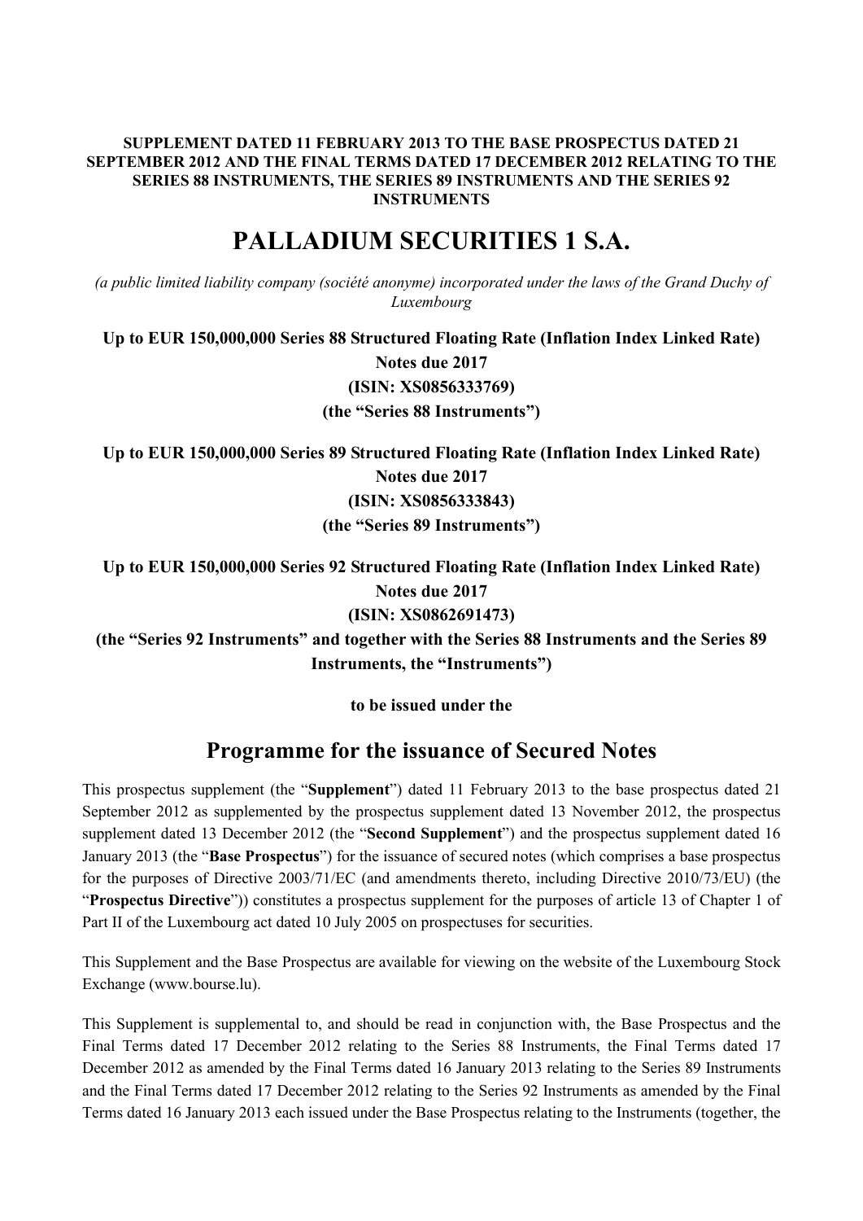**SUPPLEMENT DATED 11 FEBRUARY 2013 TO THE BASE PROSPECTUS DATED 21 SEPTEMBER 2012 AND THE FINAL TERMS DATED 17 DECEMBER 2012 RELATING TO THE SERIES 88 INSTRUMENTS, THE SERIES 89 INSTRUMENTS AND THE SERIES 92 INSTRUMENTS**

# PALLADIUM SECURITIES 1 S.A.

*(a public limited liability company (société anonyme) incorporated under the laws of the Grand Duchy of Luxembourg*

**Up to EUR 150,000,000 Series 88 Structured Floating Rate (Inflation Index Linked Rate) Notes due 2017**
**(ISIN: XS0856333769)**
**(the "Series 88 Instruments")**

**Up to EUR 150,000,000 Series 89 Structured Floating Rate (Inflation Index Linked Rate) Notes due 2017**
**(ISIN: XS0856333843)**
**(the "Series 89 Instruments")**

**Up to EUR 150,000,000 Series 92 Structured Floating Rate (Inflation Index Linked Rate) Notes due 2017**
**(ISIN: XS0862691473)**
**(the "Series 92 Instruments" and together with the Series 88 Instruments and the Series 89 Instruments, the "Instruments")**

**to be issued under the**

## Programme for the issuance of Secured Notes

This prospectus supplement (the "**Supplement**") dated 11 February 2013 to the base prospectus dated 21 September 2012 as supplemented by the prospectus supplement dated 13 November 2012, the prospectus supplement dated 13 December 2012 (the "**Second Supplement**") and the prospectus supplement dated 16 January 2013 (the "**Base Prospectus**") for the issuance of secured notes (which comprises a base prospectus for the purposes of Directive 2003/71/EC (and amendments thereto, including Directive 2010/73/EU) (the "**Prospectus Directive**")) constitutes a prospectus supplement for the purposes of article 13 of Chapter 1 of Part II of the Luxembourg act dated 10 July 2005 on prospectuses for securities.

This Supplement and the Base Prospectus are available for viewing on the website of the Luxembourg Stock Exchange (www.bourse.lu).

This Supplement is supplemental to, and should be read in conjunction with, the Base Prospectus and the Final Terms dated 17 December 2012 relating to the Series 88 Instruments, the Final Terms dated 17 December 2012 as amended by the Final Terms dated 16 January 2013 relating to the Series 89 Instruments and the Final Terms dated 17 December 2012 relating to the Series 92 Instruments as amended by the Final Terms dated 16 January 2013 each issued under the Base Prospectus relating to the Instruments (together, the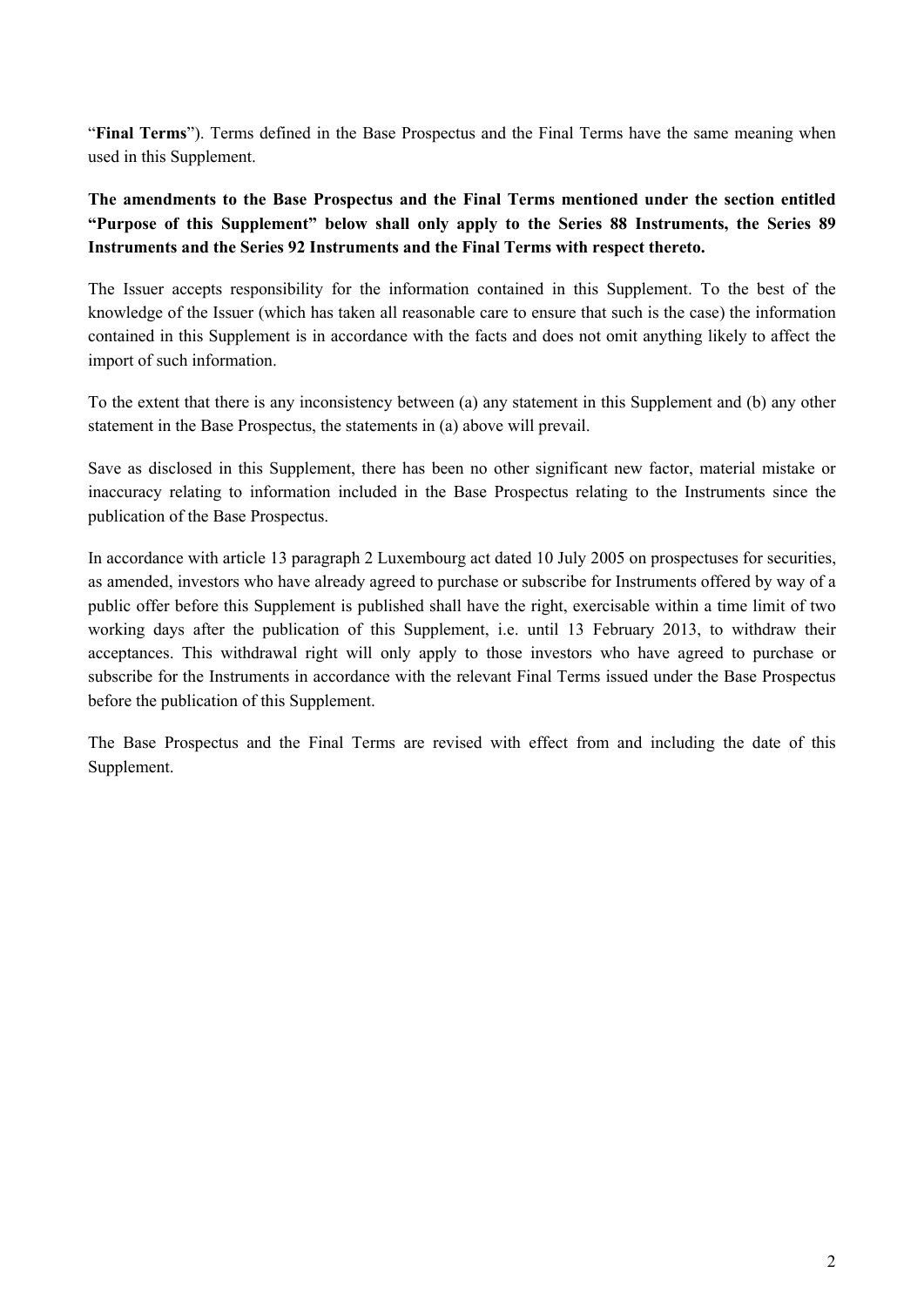"**Final Terms**"). Terms defined in the Base Prospectus and the Final Terms have the same meaning when used in this Supplement.

**The amendments to the Base Prospectus and the Final Terms mentioned under the section entitled "Purpose of this Supplement" below shall only apply to the Series 88 Instruments, the Series 89 Instruments and the Series 92 Instruments and the Final Terms with respect thereto.**

The Issuer accepts responsibility for the information contained in this Supplement. To the best of the knowledge of the Issuer (which has taken all reasonable care to ensure that such is the case) the information contained in this Supplement is in accordance with the facts and does not omit anything likely to affect the import of such information.

To the extent that there is any inconsistency between (a) any statement in this Supplement and (b) any other statement in the Base Prospectus, the statements in (a) above will prevail.

Save as disclosed in this Supplement, there has been no other significant new factor, material mistake or inaccuracy relating to information included in the Base Prospectus relating to the Instruments since the publication of the Base Prospectus.

In accordance with article 13 paragraph 2 Luxembourg act dated 10 July 2005 on prospectuses for securities, as amended, investors who have already agreed to purchase or subscribe for Instruments offered by way of a public offer before this Supplement is published shall have the right, exercisable within a time limit of two working days after the publication of this Supplement, i.e. until 13 February 2013, to withdraw their acceptances. This withdrawal right will only apply to those investors who have agreed to purchase or subscribe for the Instruments in accordance with the relevant Final Terms issued under the Base Prospectus before the publication of this Supplement.

The Base Prospectus and the Final Terms are revised with effect from and including the date of this Supplement.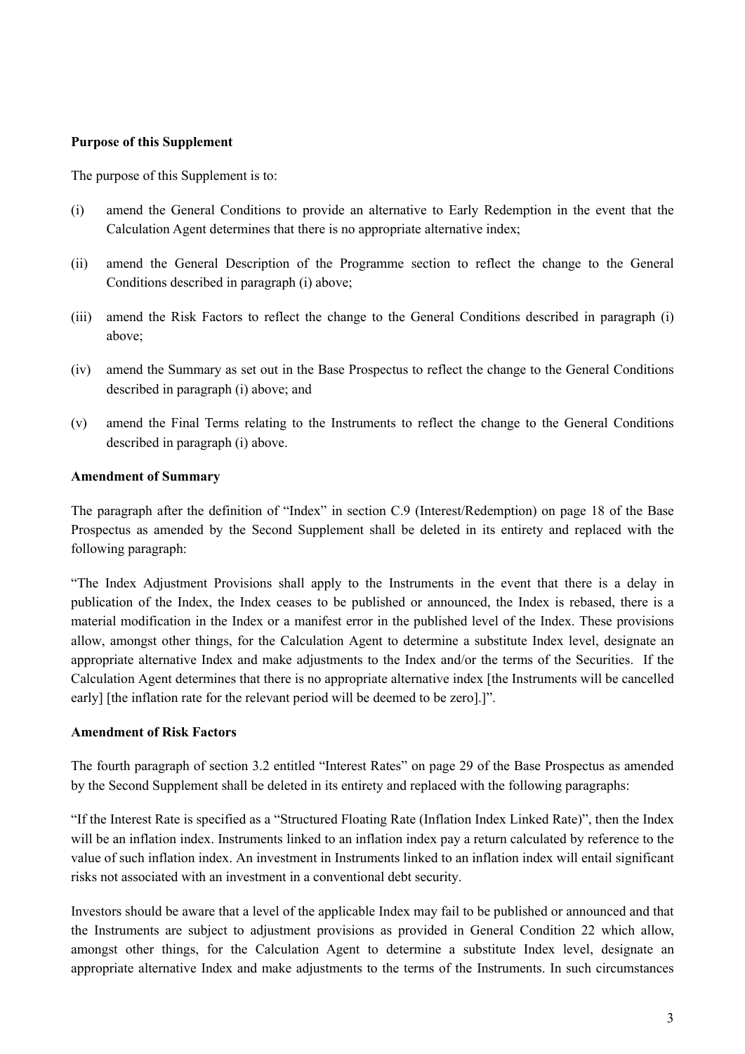**Purpose of this Supplement**

The purpose of this Supplement is to:

(i) amend the General Conditions to provide an alternative to Early Redemption in the event that the Calculation Agent determines that there is no appropriate alternative index;

(ii) amend the General Description of the Programme section to reflect the change to the General Conditions described in paragraph (i) above;

(iii) amend the Risk Factors to reflect the change to the General Conditions described in paragraph (i) above;

(iv) amend the Summary as set out in the Base Prospectus to reflect the change to the General Conditions described in paragraph (i) above; and

(v) amend the Final Terms relating to the Instruments to reflect the change to the General Conditions described in paragraph (i) above.

**Amendment of Summary**

The paragraph after the definition of "Index" in section C.9 (Interest/Redemption) on page 18 of the Base Prospectus as amended by the Second Supplement shall be deleted in its entirety and replaced with the following paragraph:

"The Index Adjustment Provisions shall apply to the Instruments in the event that there is a delay in publication of the Index, the Index ceases to be published or announced, the Index is rebased, there is a material modification in the Index or a manifest error in the published level of the Index. These provisions allow, amongst other things, for the Calculation Agent to determine a substitute Index level, designate an appropriate alternative Index and make adjustments to the Index and/or the terms of the Securities. If the Calculation Agent determines that there is no appropriate alternative index [the Instruments will be cancelled early] [the inflation rate for the relevant period will be deemed to be zero].]".

**Amendment of Risk Factors**

The fourth paragraph of section 3.2 entitled "Interest Rates" on page 29 of the Base Prospectus as amended by the Second Supplement shall be deleted in its entirety and replaced with the following paragraphs:

"If the Interest Rate is specified as a "Structured Floating Rate (Inflation Index Linked Rate)", then the Index will be an inflation index. Instruments linked to an inflation index pay a return calculated by reference to the value of such inflation index. An investment in Instruments linked to an inflation index will entail significant risks not associated with an investment in a conventional debt security.

Investors should be aware that a level of the applicable Index may fail to be published or announced and that the Instruments are subject to adjustment provisions as provided in General Condition 22 which allow, amongst other things, for the Calculation Agent to determine a substitute Index level, designate an appropriate alternative Index and make adjustments to the terms of the Instruments. In such circumstances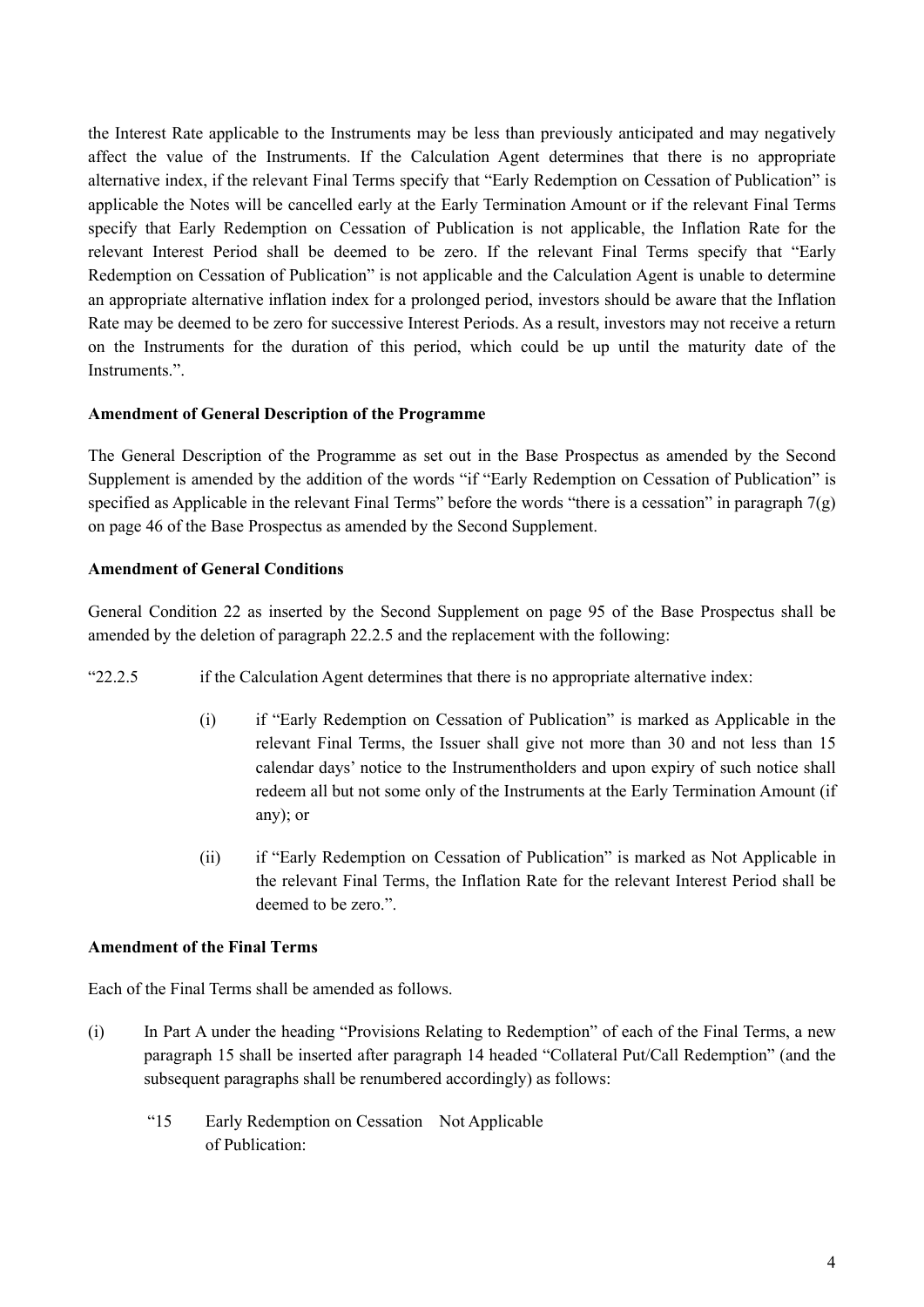the Interest Rate applicable to the Instruments may be less than previously anticipated and may negatively affect the value of the Instruments. If the Calculation Agent determines that there is no appropriate alternative index, if the relevant Final Terms specify that "Early Redemption on Cessation of Publication" is applicable the Notes will be cancelled early at the Early Termination Amount or if the relevant Final Terms specify that Early Redemption on Cessation of Publication is not applicable, the Inflation Rate for the relevant Interest Period shall be deemed to be zero. If the relevant Final Terms specify that "Early Redemption on Cessation of Publication" is not applicable and the Calculation Agent is unable to determine an appropriate alternative inflation index for a prolonged period, investors should be aware that the Inflation Rate may be deemed to be zero for successive Interest Periods. As a result, investors may not receive a return on the Instruments for the duration of this period, which could be up until the maturity date of the Instruments.".

**Amendment of General Description of the Programme**

The General Description of the Programme as set out in the Base Prospectus as amended by the Second Supplement is amended by the addition of the words "if "Early Redemption on Cessation of Publication" is specified as Applicable in the relevant Final Terms" before the words "there is a cessation" in paragraph 7(g) on page 46 of the Base Prospectus as amended by the Second Supplement.

**Amendment of General Conditions**

General Condition 22 as inserted by the Second Supplement on page 95 of the Base Prospectus shall be amended by the deletion of paragraph 22.2.5 and the replacement with the following:

"22.2.5 if the Calculation Agent determines that there is no appropriate alternative index:

(i) if "Early Redemption on Cessation of Publication" is marked as Applicable in the relevant Final Terms, the Issuer shall give not more than 30 and not less than 15 calendar days' notice to the Instrumentholders and upon expiry of such notice shall redeem all but not some only of the Instruments at the Early Termination Amount (if any); or

(ii) if "Early Redemption on Cessation of Publication" is marked as Not Applicable in the relevant Final Terms, the Inflation Rate for the relevant Interest Period shall be deemed to be zero.".

**Amendment of the Final Terms**

Each of the Final Terms shall be amended as follows.

(i) In Part A under the heading "Provisions Relating to Redemption" of each of the Final Terms, a new paragraph 15 shall be inserted after paragraph 14 headed "Collateral Put/Call Redemption" (and the subsequent paragraphs shall be renumbered accordingly) as follows:

"15 Early Redemption on Cessation of Publication: Not Applicable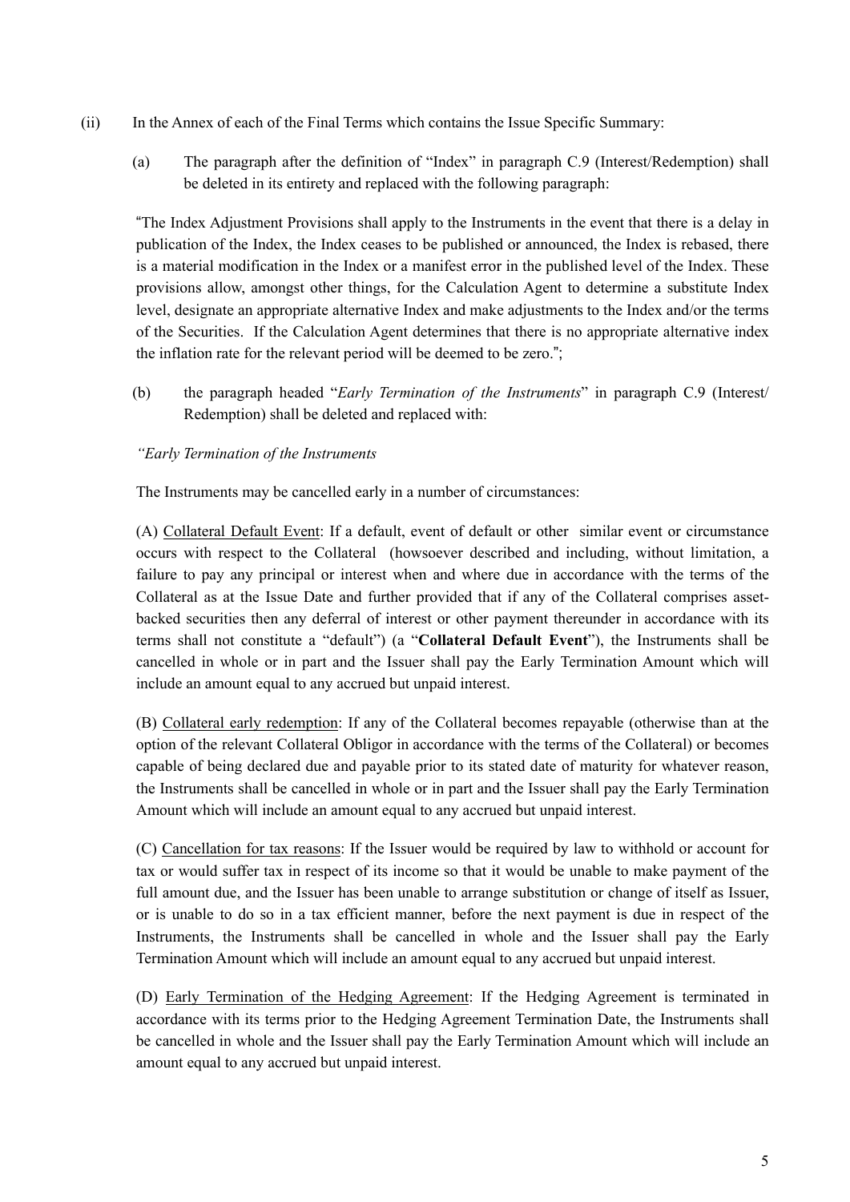(ii) In the Annex of each of the Final Terms which contains the Issue Specific Summary:

(a) The paragraph after the definition of "Index" in paragraph C.9 (Interest/Redemption) shall be deleted in its entirety and replaced with the following paragraph:

"The Index Adjustment Provisions shall apply to the Instruments in the event that there is a delay in publication of the Index, the Index ceases to be published or announced, the Index is rebased, there is a material modification in the Index or a manifest error in the published level of the Index. These provisions allow, amongst other things, for the Calculation Agent to determine a substitute Index level, designate an appropriate alternative Index and make adjustments to the Index and/or the terms of the Securities. If the Calculation Agent determines that there is no appropriate alternative index the inflation rate for the relevant period will be deemed to be zero.";

(b) the paragraph headed "*Early Termination of the Instruments*" in paragraph C.9 (Interest/ Redemption) shall be deleted and replaced with:

*"Early Termination of the Instruments*

The Instruments may be cancelled early in a number of circumstances:

(A) Collateral Default Event: If a default, event of default or other similar event or circumstance occurs with respect to the Collateral (howsoever described and including, without limitation, a failure to pay any principal or interest when and where due in accordance with the terms of the Collateral as at the Issue Date and further provided that if any of the Collateral comprises asset-backed securities then any deferral of interest or other payment thereunder in accordance with its terms shall not constitute a "default") (a "**Collateral Default Event**"), the Instruments shall be cancelled in whole or in part and the Issuer shall pay the Early Termination Amount which will include an amount equal to any accrued but unpaid interest.

(B) Collateral early redemption: If any of the Collateral becomes repayable (otherwise than at the option of the relevant Collateral Obligor in accordance with the terms of the Collateral) or becomes capable of being declared due and payable prior to its stated date of maturity for whatever reason, the Instruments shall be cancelled in whole or in part and the Issuer shall pay the Early Termination Amount which will include an amount equal to any accrued but unpaid interest.

(C) Cancellation for tax reasons: If the Issuer would be required by law to withhold or account for tax or would suffer tax in respect of its income so that it would be unable to make payment of the full amount due, and the Issuer has been unable to arrange substitution or change of itself as Issuer, or is unable to do so in a tax efficient manner, before the next payment is due in respect of the Instruments, the Instruments shall be cancelled in whole and the Issuer shall pay the Early Termination Amount which will include an amount equal to any accrued but unpaid interest.

(D) Early Termination of the Hedging Agreement: If the Hedging Agreement is terminated in accordance with its terms prior to the Hedging Agreement Termination Date, the Instruments shall be cancelled in whole and the Issuer shall pay the Early Termination Amount which will include an amount equal to any accrued but unpaid interest.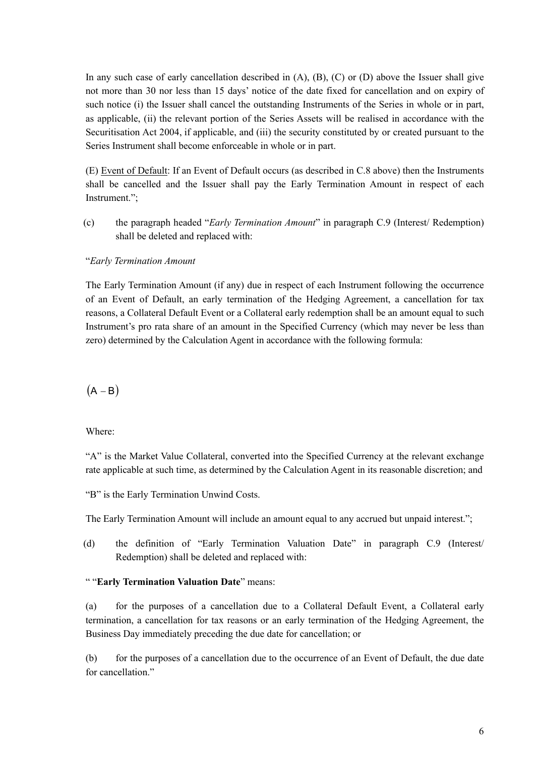In any such case of early cancellation described in (A), (B), (C) or (D) above the Issuer shall give not more than 30 nor less than 15 days' notice of the date fixed for cancellation and on expiry of such notice (i) the Issuer shall cancel the outstanding Instruments of the Series in whole or in part, as applicable, (ii) the relevant portion of the Series Assets will be realised in accordance with the Securitisation Act 2004, if applicable, and (iii) the security constituted by or created pursuant to the Series Instrument shall become enforceable in whole or in part.

(E) Event of Default: If an Event of Default occurs (as described in C.8 above) then the Instruments shall be cancelled and the Issuer shall pay the Early Termination Amount in respect of each Instrument.";

(c) the paragraph headed "*Early Termination Amount*" in paragraph C.9 (Interest/ Redemption) shall be deleted and replaced with:

"*Early Termination Amount*

The Early Termination Amount (if any) due in respect of each Instrument following the occurrence of an Event of Default, an early termination of the Hedging Agreement, a cancellation for tax reasons, a Collateral Default Event or a Collateral early redemption shall be an amount equal to such Instrument's pro rata share of an amount in the Specified Currency (which may never be less than zero) determined by the Calculation Agent in accordance with the following formula:

$$(A - B)$$

Where:

"A" is the Market Value Collateral, converted into the Specified Currency at the relevant exchange rate applicable at such time, as determined by the Calculation Agent in its reasonable discretion; and

"B" is the Early Termination Unwind Costs.

The Early Termination Amount will include an amount equal to any accrued but unpaid interest.";

(d) the definition of "Early Termination Valuation Date" in paragraph C.9 (Interest/ Redemption) shall be deleted and replaced with:

" "**Early Termination Valuation Date**" means:

(a) for the purposes of a cancellation due to a Collateral Default Event, a Collateral early termination, a cancellation for tax reasons or an early termination of the Hedging Agreement, the Business Day immediately preceding the due date for cancellation; or

(b) for the purposes of a cancellation due to the occurrence of an Event of Default, the due date for cancellation."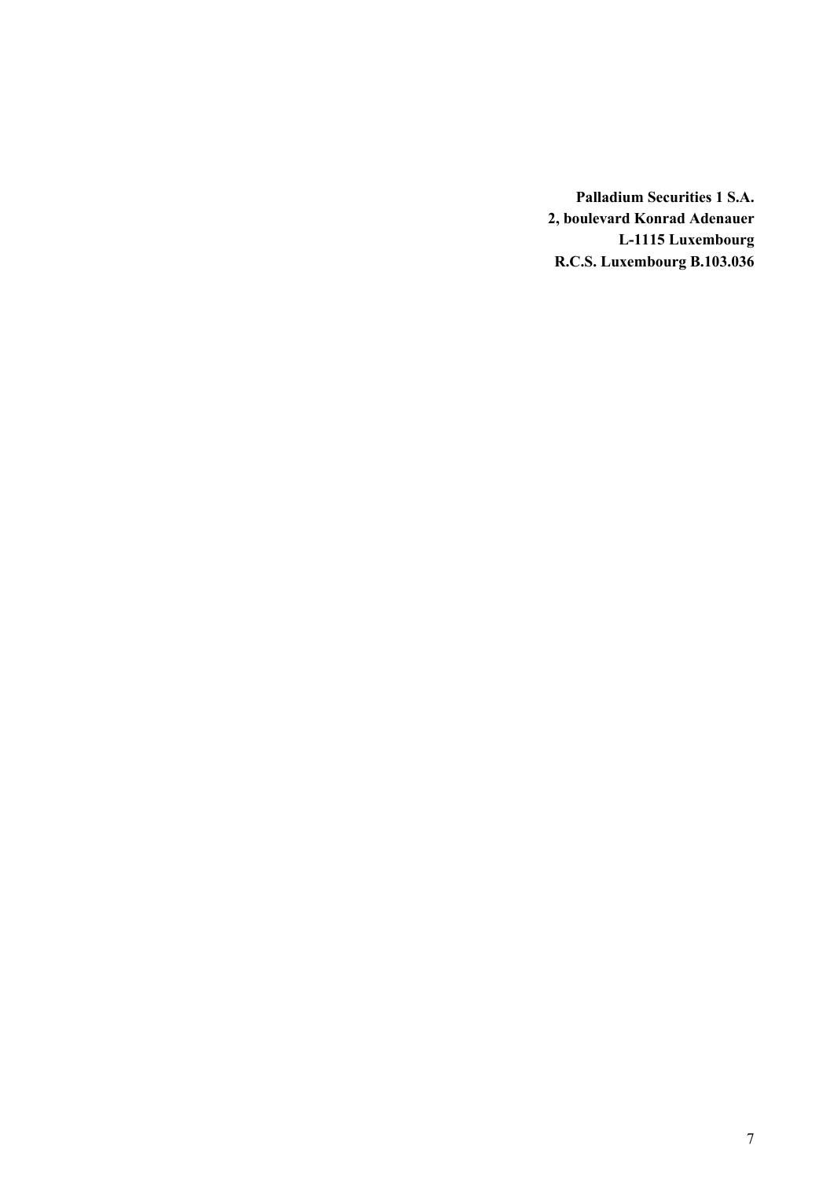**Palladium Securities 1 S.A.**
**2, boulevard Konrad Adenauer**
**L-1115 Luxembourg**
**R.C.S. Luxembourg B.103.036**